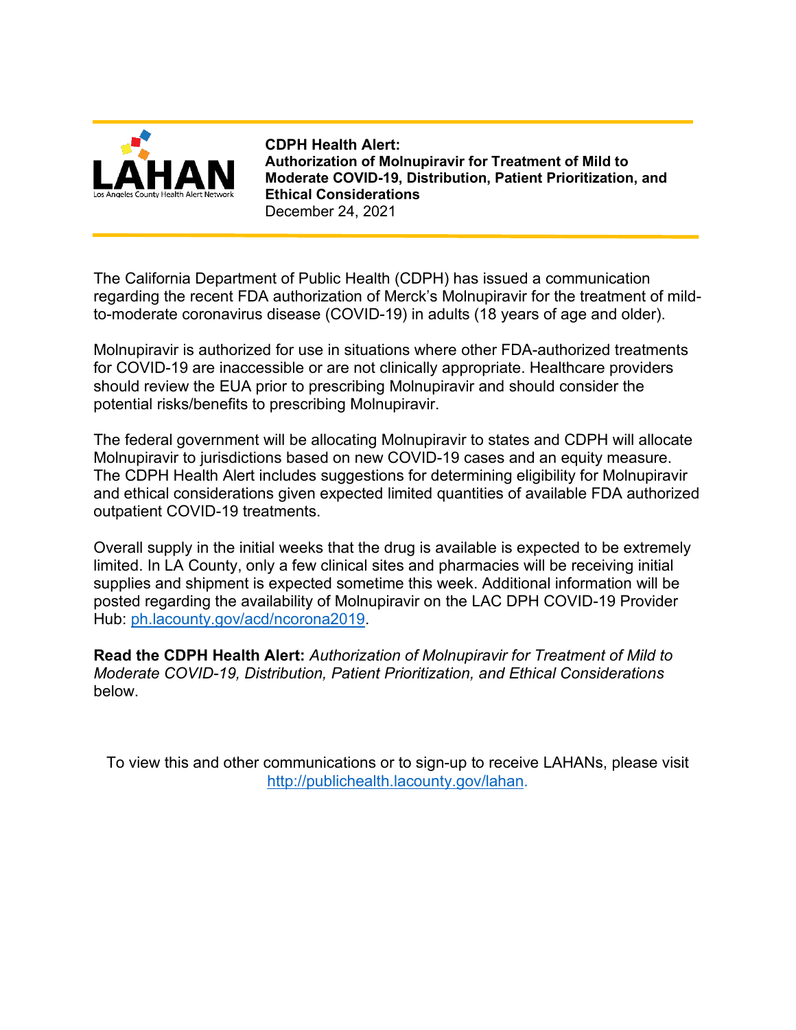LAHAN

Los Angeles County Health Alert Network

**CDPH Health Alert:**
**Authorization of Molnupiravir for Treatment of Mild to Moderate COVID-19, Distribution, Patient Prioritization, and Ethical Considerations**
December 24, 2021

The California Department of Public Health (CDPH) has issued a communication regarding the recent FDA authorization of Merck's Molnupiravir for the treatment of mild-to-moderate coronavirus disease (COVID-19) in adults (18 years of age and older).

Molnupiravir is authorized for use in situations where other FDA-authorized treatments for COVID-19 are inaccessible or are not clinically appropriate. Healthcare providers should review the EUA prior to prescribing Molnupiravir and should consider the potential risks/benefits to prescribing Molnupiravir.

The federal government will be allocating Molnupiravir to states and CDPH will allocate Molnupiravir to jurisdictions based on new COVID-19 cases and an equity measure. The CDPH Health Alert includes suggestions for determining eligibility for Molnupiravir and ethical considerations given expected limited quantities of available FDA authorized outpatient COVID-19 treatments.

Overall supply in the initial weeks that the drug is available is expected to be extremely limited. In LA County, only a few clinical sites and pharmacies will be receiving initial supplies and shipment is expected sometime this week. Additional information will be posted regarding the availability of Molnupiravir on the LAC DPH COVID-19 Provider Hub: [ph.lacounty.gov/acd/ncorona2019](ph.lacounty.gov/acd/ncorona2019).

**Read the CDPH Health Alert:** *Authorization of Molnupiravir for Treatment of Mild to Moderate COVID-19, Distribution, Patient Prioritization, and Ethical Considerations* below.

To view this and other communications or to sign-up to receive LAHANs, please visit [http://publichealth.lacounty.gov/lahan](http://publichealth.lacounty.gov/lahan).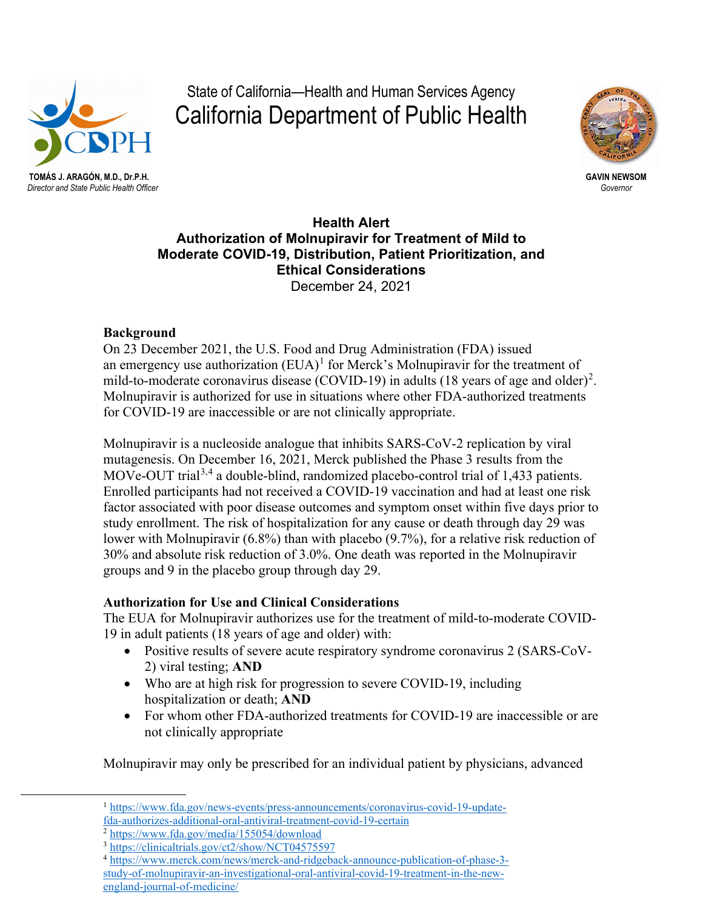State of California—Health and Human Services Agency

California Department of Public Health

**TOMÁS J. ARAGÓN, M.D., Dr.P.H.**
*Director and State Public Health Officer*

**GAVIN NEWSOM**
*Governor*

**Health Alert**
**Authorization of Molnupiravir for Treatment of Mild to Moderate COVID-19, Distribution, Patient Prioritization, and Ethical Considerations**
December 24, 2021

## Background

On 23 December 2021, the U.S. Food and Drug Administration (FDA) issued an emergency use authorization (EUA)[1] for Merck's Molnupiravir for the treatment of mild-to-moderate coronavirus disease (COVID-19) in adults (18 years of age and older)[2]. Molnupiravir is authorized for use in situations where other FDA-authorized treatments for COVID-19 are inaccessible or are not clinically appropriate.

Molnupiravir is a nucleoside analogue that inhibits SARS-CoV-2 replication by viral mutagenesis. On December 16, 2021, Merck published the Phase 3 results from the MOVe-OUT trial[3,4] a double-blind, randomized placebo-control trial of 1,433 patients. Enrolled participants had not received a COVID-19 vaccination and had at least one risk factor associated with poor disease outcomes and symptom onset within five days prior to study enrollment. The risk of hospitalization for any cause or death through day 29 was lower with Molnupiravir (6.8%) than with placebo (9.7%), for a relative risk reduction of 30% and absolute risk reduction of 3.0%. One death was reported in the Molnupiravir groups and 9 in the placebo group through day 29.

## Authorization for Use and Clinical Considerations

The EUA for Molnupiravir authorizes use for the treatment of mild-to-moderate COVID-19 in adult patients (18 years of age and older) with:

- Positive results of severe acute respiratory syndrome coronavirus 2 (SARS-CoV-2) viral testing; **AND**
- Who are at high risk for progression to severe COVID-19, including hospitalization or death; **AND**
- For whom other FDA-authorized treatments for COVID-19 are inaccessible or are not clinically appropriate

Molnupiravir may only be prescribed for an individual patient by physicians, advanced

---

[1] https://www.fda.gov/news-events/press-announcements/coronavirus-covid-19-update-fda-authorizes-additional-oral-antiviral-treatment-covid-19-certain

[2] https://www.fda.gov/media/155054/download

[3] https://clinicaltrials.gov/ct2/show/NCT04575597

[4] https://www.merck.com/news/merck-and-ridgeback-announce-publication-of-phase-3-study-of-molnupiravir-an-investigational-oral-antiviral-covid-19-treatment-in-the-new-england-journal-of-medicine/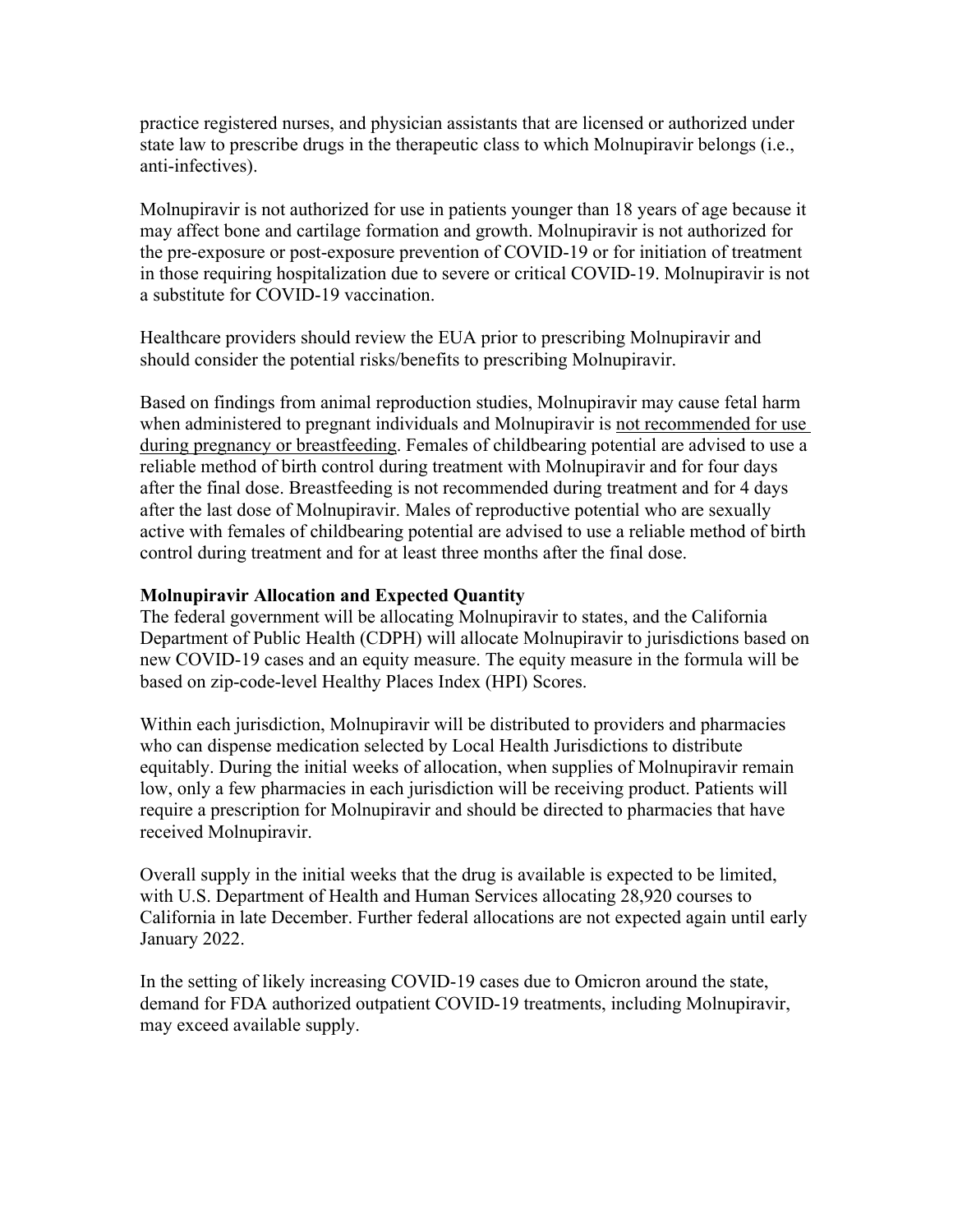practice registered nurses, and physician assistants that are licensed or authorized under state law to prescribe drugs in the therapeutic class to which Molnupiravir belongs (i.e., anti-infectives).

Molnupiravir is not authorized for use in patients younger than 18 years of age because it may affect bone and cartilage formation and growth. Molnupiravir is not authorized for the pre-exposure or post-exposure prevention of COVID-19 or for initiation of treatment in those requiring hospitalization due to severe or critical COVID-19. Molnupiravir is not a substitute for COVID-19 vaccination.

Healthcare providers should review the EUA prior to prescribing Molnupiravir and should consider the potential risks/benefits to prescribing Molnupiravir.

Based on findings from animal reproduction studies, Molnupiravir may cause fetal harm when administered to pregnant individuals and Molnupiravir is <u>not recommended for use during pregnancy or breastfeeding</u>. Females of childbearing potential are advised to use a reliable method of birth control during treatment with Molnupiravir and for four days after the final dose. Breastfeeding is not recommended during treatment and for 4 days after the last dose of Molnupiravir. Males of reproductive potential who are sexually active with females of childbearing potential are advised to use a reliable method of birth control during treatment and for at least three months after the final dose.

**Molnupiravir Allocation and Expected Quantity**

The federal government will be allocating Molnupiravir to states, and the California Department of Public Health (CDPH) will allocate Molnupiravir to jurisdictions based on new COVID-19 cases and an equity measure. The equity measure in the formula will be based on zip-code-level Healthy Places Index (HPI) Scores.

Within each jurisdiction, Molnupiravir will be distributed to providers and pharmacies who can dispense medication selected by Local Health Jurisdictions to distribute equitably. During the initial weeks of allocation, when supplies of Molnupiravir remain low, only a few pharmacies in each jurisdiction will be receiving product. Patients will require a prescription for Molnupiravir and should be directed to pharmacies that have received Molnupiravir.

Overall supply in the initial weeks that the drug is available is expected to be limited, with U.S. Department of Health and Human Services allocating 28,920 courses to California in late December. Further federal allocations are not expected again until early January 2022.

In the setting of likely increasing COVID-19 cases due to Omicron around the state, demand for FDA authorized outpatient COVID-19 treatments, including Molnupiravir, may exceed available supply.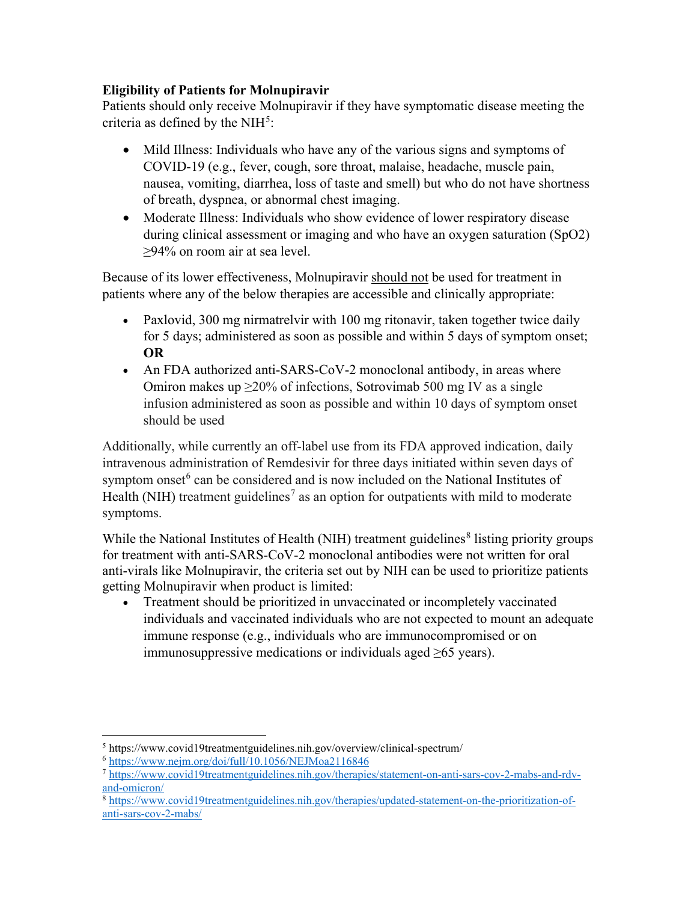**Eligibility of Patients for Molnupiravir**

Patients should only receive Molnupiravir if they have symptomatic disease meeting the criteria as defined by the NIH[5]:

- Mild Illness: Individuals who have any of the various signs and symptoms of COVID-19 (e.g., fever, cough, sore throat, malaise, headache, muscle pain, nausea, vomiting, diarrhea, loss of taste and smell) but who do not have shortness of breath, dyspnea, or abnormal chest imaging.
- Moderate Illness: Individuals who show evidence of lower respiratory disease during clinical assessment or imaging and who have an oxygen saturation (SpO2) ≥94% on room air at sea level.

Because of its lower effectiveness, Molnupiravir should not be used for treatment in patients where any of the below therapies are accessible and clinically appropriate:

- Paxlovid, 300 mg nirmatrelvir with 100 mg ritonavir, taken together twice daily for 5 days; administered as soon as possible and within 5 days of symptom onset; **OR**
- An FDA authorized anti-SARS-CoV-2 monoclonal antibody, in areas where Omiron makes up ≥20% of infections, Sotrovimab 500 mg IV as a single infusion administered as soon as possible and within 10 days of symptom onset should be used

Additionally, while currently an off-label use from its FDA approved indication, daily intravenous administration of Remdesivir for three days initiated within seven days of symptom onset[6] can be considered and is now included on the National Institutes of Health (NIH) treatment guidelines[7] as an option for outpatients with mild to moderate symptoms.

While the National Institutes of Health (NIH) treatment guidelines[8] listing priority groups for treatment with anti-SARS-CoV-2 monoclonal antibodies were not written for oral anti-virals like Molnupiravir, the criteria set out by NIH can be used to prioritize patients getting Molnupiravir when product is limited:

- Treatment should be prioritized in unvaccinated or incompletely vaccinated individuals and vaccinated individuals who are not expected to mount an adequate immune response (e.g., individuals who are immunocompromised or on immunosuppressive medications or individuals aged ≥65 years).

---

[5] https://www.covid19treatmentguidelines.nih.gov/overview/clinical-spectrum/

[6] https://www.nejm.org/doi/full/10.1056/NEJMoa2116846

[7] https://www.covid19treatmentguidelines.nih.gov/therapies/statement-on-anti-sars-cov-2-mabs-and-rdv-and-omicron/

[8] https://www.covid19treatmentguidelines.nih.gov/therapies/updated-statement-on-the-prioritization-of-anti-sars-cov-2-mabs/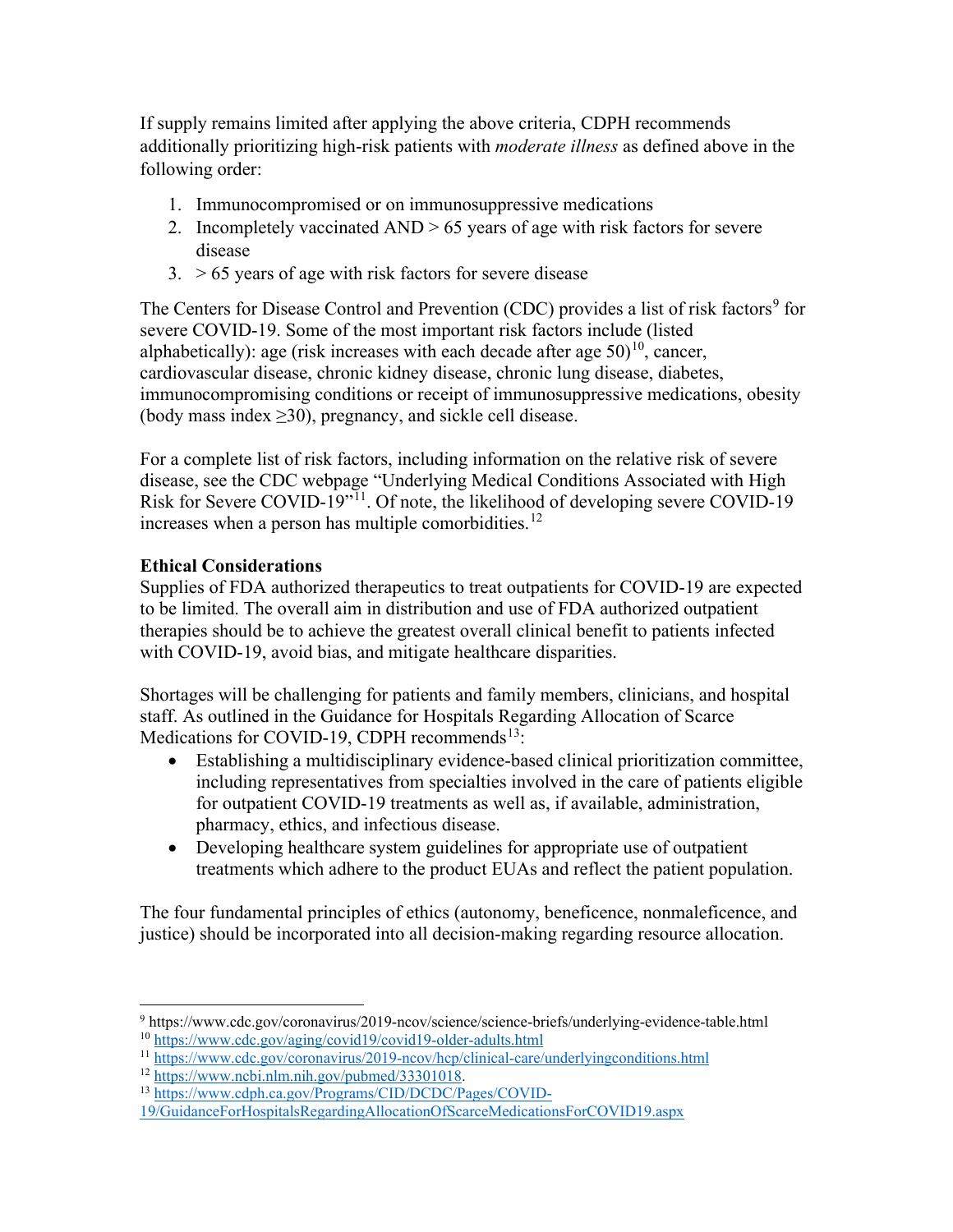If supply remains limited after applying the above criteria, CDPH recommends additionally prioritizing high-risk patients with *moderate illness* as defined above in the following order:

1. Immunocompromised or on immunosuppressive medications
2. Incompletely vaccinated AND > 65 years of age with risk factors for severe disease
3. > 65 years of age with risk factors for severe disease

The Centers for Disease Control and Prevention (CDC) provides a list of risk factors[9] for severe COVID-19. Some of the most important risk factors include (listed alphabetically): age (risk increases with each decade after age 50)[10], cancer, cardiovascular disease, chronic kidney disease, chronic lung disease, diabetes, immunocompromising conditions or receipt of immunosuppressive medications, obesity (body mass index ≥30), pregnancy, and sickle cell disease.

For a complete list of risk factors, including information on the relative risk of severe disease, see the CDC webpage "Underlying Medical Conditions Associated with High Risk for Severe COVID-19"[11]. Of note, the likelihood of developing severe COVID-19 increases when a person has multiple comorbidities.[12]

**Ethical Considerations**

Supplies of FDA authorized therapeutics to treat outpatients for COVID-19 are expected to be limited. The overall aim in distribution and use of FDA authorized outpatient therapies should be to achieve the greatest overall clinical benefit to patients infected with COVID-19, avoid bias, and mitigate healthcare disparities.

Shortages will be challenging for patients and family members, clinicians, and hospital staff. As outlined in the Guidance for Hospitals Regarding Allocation of Scarce Medications for COVID-19, CDPH recommends[13]:

- Establishing a multidisciplinary evidence-based clinical prioritization committee, including representatives from specialties involved in the care of patients eligible for outpatient COVID-19 treatments as well as, if available, administration, pharmacy, ethics, and infectious disease.
- Developing healthcare system guidelines for appropriate use of outpatient treatments which adhere to the product EUAs and reflect the patient population.

The four fundamental principles of ethics (autonomy, beneficence, nonmaleficence, and justice) should be incorporated into all decision-making regarding resource allocation.

---

[9] https://www.cdc.gov/coronavirus/2019-ncov/science/science-briefs/underlying-evidence-table.html
[10] https://www.cdc.gov/aging/covid19/covid19-older-adults.html
[11] https://www.cdc.gov/coronavirus/2019-ncov/hcp/clinical-care/underlyingconditions.html
[12] https://www.ncbi.nlm.nih.gov/pubmed/33301018.
[13] https://www.cdph.ca.gov/Programs/CID/DCDC/Pages/COVID-19/GuidanceForHospitalsRegardingAllocationOfScarceMedicationsForCOVID19.aspx